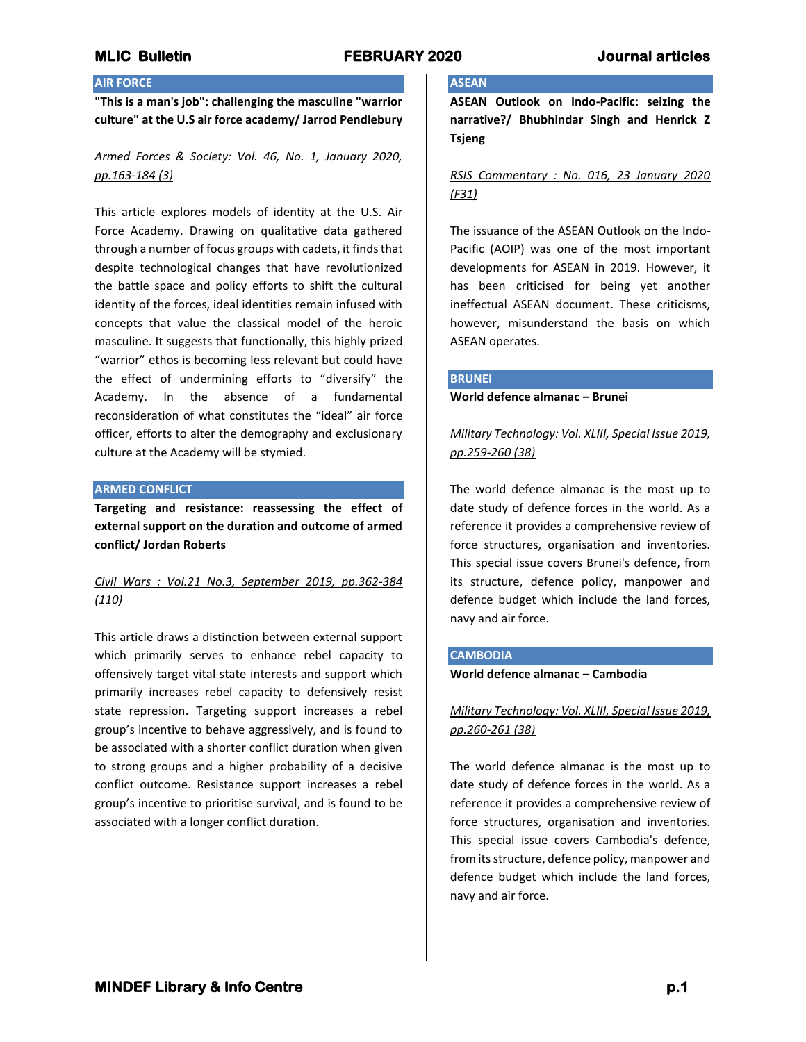## AIR FORCE

**"This is a man's job": challenging the masculine "warrior culture" at the U.S air force academy/ Jarrod Pendlebury**

*Armed Forces & Society: Vol. 46, No. 1, January 2020, pp.163-184 (3)*

This article explores models of identity at the U.S. Air Force Academy. Drawing on qualitative data gathered through a number of focus groups with cadets, it finds that despite technological changes that have revolutionized the battle space and policy efforts to shift the cultural identity of the forces, ideal identities remain infused with concepts that value the classical model of the heroic masculine. It suggests that functionally, this highly prized "warrior" ethos is becoming less relevant but could have the effect of undermining efforts to "diversify" the Academy. In the absence of a fundamental reconsideration of what constitutes the "ideal" air force officer, efforts to alter the demography and exclusionary culture at the Academy will be stymied.

## ARMED CONFLICT

**Targeting and resistance: reassessing the effect of external support on the duration and outcome of armed conflict/ Jordan Roberts**

*Civil Wars : Vol.21 No.3, September 2019, pp.362-384 (110)*

This article draws a distinction between external support which primarily serves to enhance rebel capacity to offensively target vital state interests and support which primarily increases rebel capacity to defensively resist state repression. Targeting support increases a rebel group's incentive to behave aggressively, and is found to be associated with a shorter conflict duration when given to strong groups and a higher probability of a decisive conflict outcome. Resistance support increases a rebel group's incentive to prioritise survival, and is found to be associated with a longer conflict duration.

## ASEAN

**ASEAN Outlook on Indo-Pacific: seizing the narrative?/ Bhubhindar Singh and Henrick Z Tsjeng**

*RSIS Commentary : No. 016, 23 January 2020 (F31)*

The issuance of the ASEAN Outlook on the Indo-Pacific (AOIP) was one of the most important developments for ASEAN in 2019. However, it has been criticised for being yet another ineffectual ASEAN document. These criticisms, however, misunderstand the basis on which ASEAN operates.

## BRUNEI

**World defence almanac – Brunei**

*Military Technology: Vol. XLIII, Special Issue 2019, pp.259-260 (38)*

The world defence almanac is the most up to date study of defence forces in the world. As a reference it provides a comprehensive review of force structures, organisation and inventories. This special issue covers Brunei's defence, from its structure, defence policy, manpower and defence budget which include the land forces, navy and air force.

## CAMBODIA

**World defence almanac – Cambodia**

*Military Technology: Vol. XLIII, Special Issue 2019, pp.260-261 (38)*

The world defence almanac is the most up to date study of defence forces in the world. As a reference it provides a comprehensive review of force structures, organisation and inventories. This special issue covers Cambodia's defence, from its structure, defence policy, manpower and defence budget which include the land forces, navy and air force.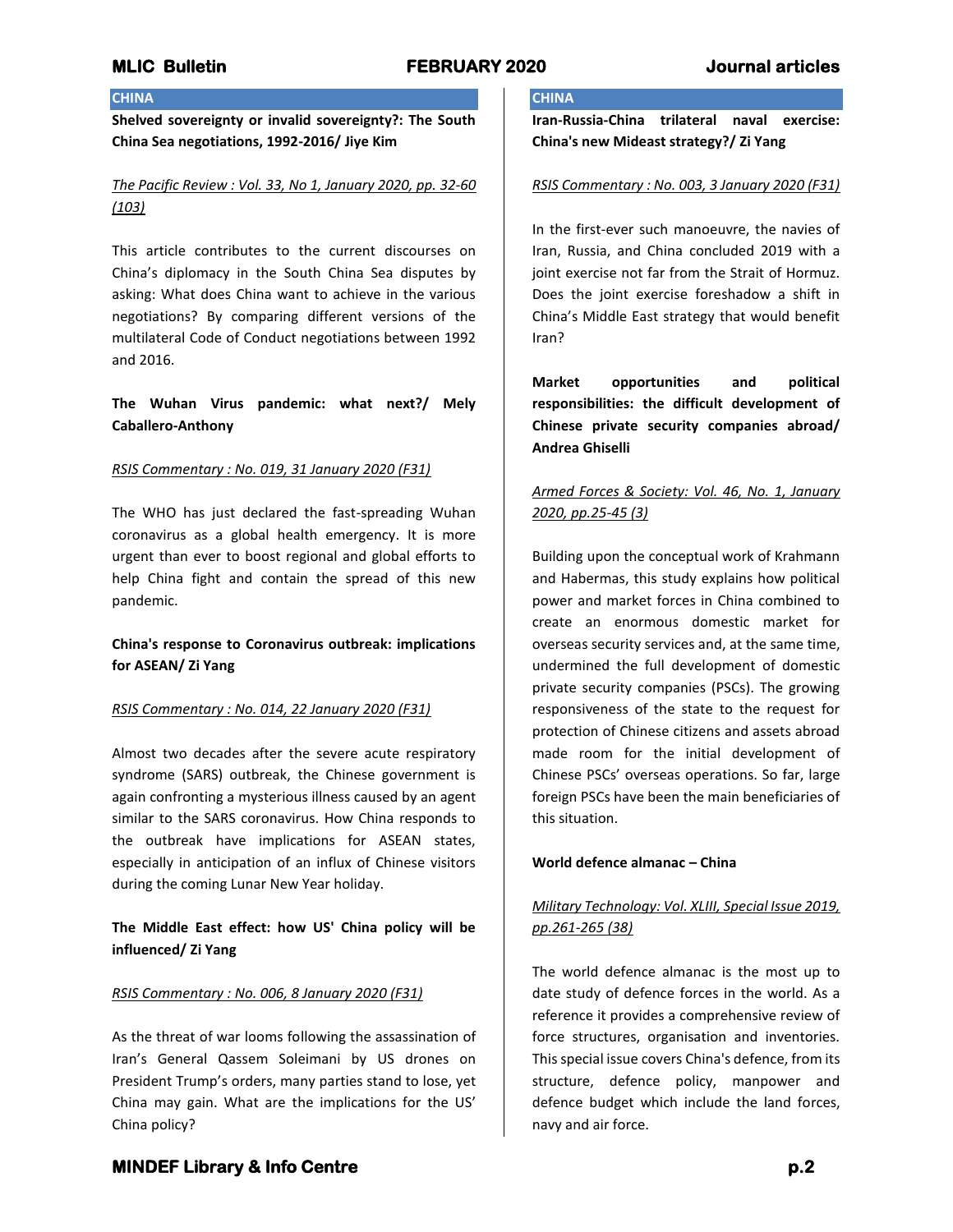## CHINA

**Shelved sovereignty or invalid sovereignty?: The South China Sea negotiations, 1992-2016/ Jiye Kim**

*The Pacific Review : Vol. 33, No 1, January 2020, pp. 32-60 (103)*

This article contributes to the current discourses on China's diplomacy in the South China Sea disputes by asking: What does China want to achieve in the various negotiations? By comparing different versions of the multilateral Code of Conduct negotiations between 1992 and 2016.

**The Wuhan Virus pandemic: what next?/ Mely Caballero-Anthony**

*RSIS Commentary : No. 019, 31 January 2020 (F31)*

The WHO has just declared the fast-spreading Wuhan coronavirus as a global health emergency. It is more urgent than ever to boost regional and global efforts to help China fight and contain the spread of this new pandemic.

**China's response to Coronavirus outbreak: implications for ASEAN/ Zi Yang**

*RSIS Commentary : No. 014, 22 January 2020 (F31)*

Almost two decades after the severe acute respiratory syndrome (SARS) outbreak, the Chinese government is again confronting a mysterious illness caused by an agent similar to the SARS coronavirus. How China responds to the outbreak have implications for ASEAN states, especially in anticipation of an influx of Chinese visitors during the coming Lunar New Year holiday.

**The Middle East effect: how US' China policy will be influenced/ Zi Yang**

*RSIS Commentary : No. 006, 8 January 2020 (F31)*

As the threat of war looms following the assassination of Iran's General Qassem Soleimani by US drones on President Trump's orders, many parties stand to lose, yet China may gain. What are the implications for the US' China policy?

## CHINA

**Iran-Russia-China trilateral naval exercise: China's new Mideast strategy?/ Zi Yang**

*RSIS Commentary : No. 003, 3 January 2020 (F31)*

In the first-ever such manoeuvre, the navies of Iran, Russia, and China concluded 2019 with a joint exercise not far from the Strait of Hormuz. Does the joint exercise foreshadow a shift in China's Middle East strategy that would benefit Iran?

**Market opportunities and political responsibilities: the difficult development of Chinese private security companies abroad/ Andrea Ghiselli**

*Armed Forces & Society: Vol. 46, No. 1, January 2020, pp.25-45 (3)*

Building upon the conceptual work of Krahmann and Habermas, this study explains how political power and market forces in China combined to create an enormous domestic market for overseas security services and, at the same time, undermined the full development of domestic private security companies (PSCs). The growing responsiveness of the state to the request for protection of Chinese citizens and assets abroad made room for the initial development of Chinese PSCs' overseas operations. So far, large foreign PSCs have been the main beneficiaries of this situation.

**World defence almanac – China**

*Military Technology: Vol. XLIII, Special Issue 2019, pp.261-265 (38)*

The world defence almanac is the most up to date study of defence forces in the world. As a reference it provides a comprehensive review of force structures, organisation and inventories. This special issue covers China's defence, from its structure, defence policy, manpower and defence budget which include the land forces, navy and air force.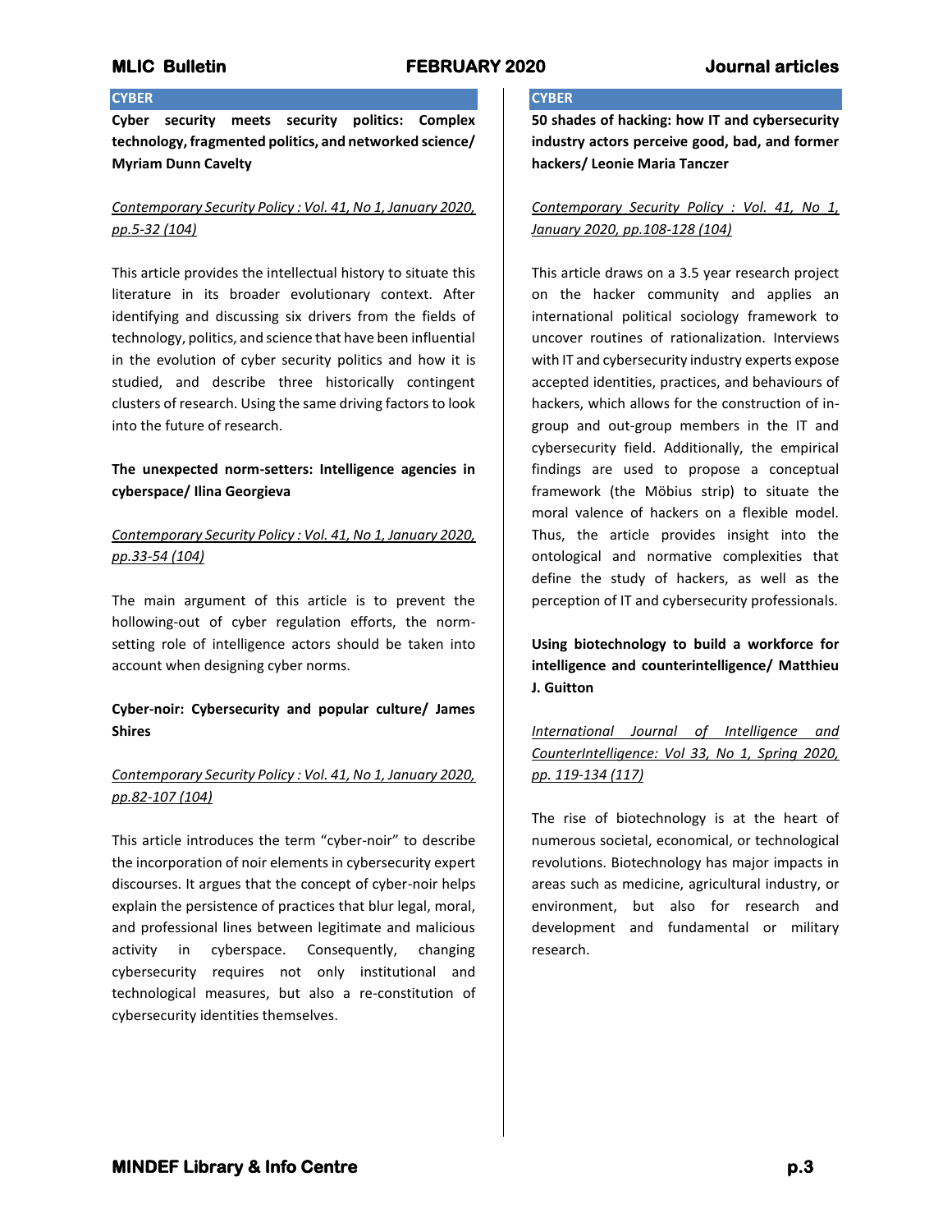## CYBER

**Cyber security meets security politics: Complex technology, fragmented politics, and networked science/ Myriam Dunn Cavelty**

*Contemporary Security Policy : Vol. 41, No 1, January 2020, pp.5-32 (104)*

This article provides the intellectual history to situate this literature in its broader evolutionary context. After identifying and discussing six drivers from the fields of technology, politics, and science that have been influential in the evolution of cyber security politics and how it is studied, and describe three historically contingent clusters of research. Using the same driving factors to look into the future of research.

**The unexpected norm-setters: Intelligence agencies in cyberspace/ Ilina Georgieva**

*Contemporary Security Policy : Vol. 41, No 1, January 2020, pp.33-54 (104)*

The main argument of this article is to prevent the hollowing-out of cyber regulation efforts, the norm-setting role of intelligence actors should be taken into account when designing cyber norms.

**Cyber-noir: Cybersecurity and popular culture/ James Shires**

*Contemporary Security Policy : Vol. 41, No 1, January 2020, pp.82-107 (104)*

This article introduces the term "cyber-noir" to describe the incorporation of noir elements in cybersecurity expert discourses. It argues that the concept of cyber-noir helps explain the persistence of practices that blur legal, moral, and professional lines between legitimate and malicious activity in cyberspace. Consequently, changing cybersecurity requires not only institutional and technological measures, but also a re-constitution of cybersecurity identities themselves.

## CYBER

**50 shades of hacking: how IT and cybersecurity industry actors perceive good, bad, and former hackers/ Leonie Maria Tanczer**

*Contemporary Security Policy : Vol. 41, No 1, January 2020, pp.108-128 (104)*

This article draws on a 3.5 year research project on the hacker community and applies an international political sociology framework to uncover routines of rationalization. Interviews with IT and cybersecurity industry experts expose accepted identities, practices, and behaviours of hackers, which allows for the construction of in-group and out-group members in the IT and cybersecurity field. Additionally, the empirical findings are used to propose a conceptual framework (the Möbius strip) to situate the moral valence of hackers on a flexible model. Thus, the article provides insight into the ontological and normative complexities that define the study of hackers, as well as the perception of IT and cybersecurity professionals.

**Using biotechnology to build a workforce for intelligence and counterintelligence/ Matthieu J. Guitton**

*International Journal of Intelligence and CounterIntelligence: Vol 33, No 1, Spring 2020, pp. 119-134 (117)*

The rise of biotechnology is at the heart of numerous societal, economical, or technological revolutions. Biotechnology has major impacts in areas such as medicine, agricultural industry, or environment, but also for research and development and fundamental or military research.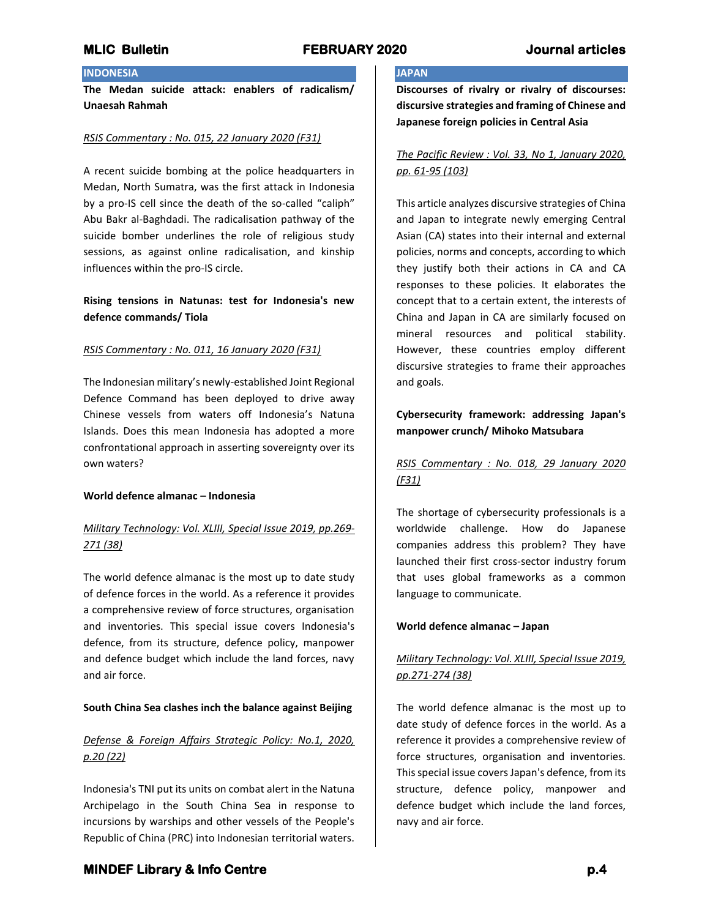## INDONESIA

**The Medan suicide attack: enablers of radicalism/ Unaesah Rahmah**

*RSIS Commentary : No. 015, 22 January 2020 (F31)*

A recent suicide bombing at the police headquarters in Medan, North Sumatra, was the first attack in Indonesia by a pro-IS cell since the death of the so-called "caliph" Abu Bakr al-Baghdadi. The radicalisation pathway of the suicide bomber underlines the role of religious study sessions, as against online radicalisation, and kinship influences within the pro-IS circle.

**Rising tensions in Natunas: test for Indonesia's new defence commands/ Tiola**

*RSIS Commentary : No. 011, 16 January 2020 (F31)*

The Indonesian military's newly-established Joint Regional Defence Command has been deployed to drive away Chinese vessels from waters off Indonesia's Natuna Islands. Does this mean Indonesia has adopted a more confrontational approach in asserting sovereignty over its own waters?

**World defence almanac – Indonesia**

*Military Technology: Vol. XLIII, Special Issue 2019, pp.269-271 (38)*

The world defence almanac is the most up to date study of defence forces in the world. As a reference it provides a comprehensive review of force structures, organisation and inventories. This special issue covers Indonesia's defence, from its structure, defence policy, manpower and defence budget which include the land forces, navy and air force.

**South China Sea clashes inch the balance against Beijing**

*Defense & Foreign Affairs Strategic Policy: No.1, 2020, p.20 (22)*

Indonesia's TNI put its units on combat alert in the Natuna Archipelago in the South China Sea in response to incursions by warships and other vessels of the People's Republic of China (PRC) into Indonesian territorial waters.

## JAPAN

**Discourses of rivalry or rivalry of discourses: discursive strategies and framing of Chinese and Japanese foreign policies in Central Asia**

*The Pacific Review : Vol. 33, No 1, January 2020, pp. 61-95 (103)*

This article analyzes discursive strategies of China and Japan to integrate newly emerging Central Asian (CA) states into their internal and external policies, norms and concepts, according to which they justify both their actions in CA and CA responses to these policies. It elaborates the concept that to a certain extent, the interests of China and Japan in CA are similarly focused on mineral resources and political stability. However, these countries employ different discursive strategies to frame their approaches and goals.

**Cybersecurity framework: addressing Japan's manpower crunch/ Mihoko Matsubara**

*RSIS Commentary : No. 018, 29 January 2020 (F31)*

The shortage of cybersecurity professionals is a worldwide challenge. How do Japanese companies address this problem? They have launched their first cross-sector industry forum that uses global frameworks as a common language to communicate.

**World defence almanac – Japan**

*Military Technology: Vol. XLIII, Special Issue 2019, pp.271-274 (38)*

The world defence almanac is the most up to date study of defence forces in the world. As a reference it provides a comprehensive review of force structures, organisation and inventories. This special issue covers Japan's defence, from its structure, defence policy, manpower and defence budget which include the land forces, navy and air force.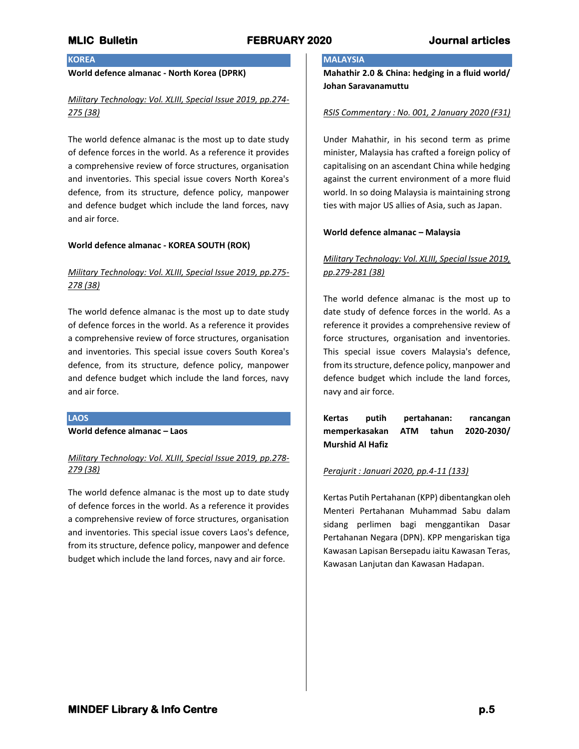## KOREA

**World defence almanac - North Korea (DPRK)**

*Military Technology: Vol. XLIII, Special Issue 2019, pp.274-275 (38)*

The world defence almanac is the most up to date study of defence forces in the world. As a reference it provides a comprehensive review of force structures, organisation and inventories. This special issue covers North Korea's defence, from its structure, defence policy, manpower and defence budget which include the land forces, navy and air force.

**World defence almanac - KOREA SOUTH (ROK)**

*Military Technology: Vol. XLIII, Special Issue 2019, pp.275-278 (38)*

The world defence almanac is the most up to date study of defence forces in the world. As a reference it provides a comprehensive review of force structures, organisation and inventories. This special issue covers South Korea's defence, from its structure, defence policy, manpower and defence budget which include the land forces, navy and air force.

## LAOS

**World defence almanac – Laos**

*Military Technology: Vol. XLIII, Special Issue 2019, pp.278-279 (38)*

The world defence almanac is the most up to date study of defence forces in the world. As a reference it provides a comprehensive review of force structures, organisation and inventories. This special issue covers Laos's defence, from its structure, defence policy, manpower and defence budget which include the land forces, navy and air force.

## MALAYSIA

**Mahathir 2.0 & China: hedging in a fluid world/ Johan Saravanamuttu**

*RSIS Commentary : No. 001, 2 January 2020 (F31)*

Under Mahathir, in his second term as prime minister, Malaysia has crafted a foreign policy of capitalising on an ascendant China while hedging against the current environment of a more fluid world. In so doing Malaysia is maintaining strong ties with major US allies of Asia, such as Japan.

**World defence almanac – Malaysia**

*Military Technology: Vol. XLIII, Special Issue 2019, pp.279-281 (38)*

The world defence almanac is the most up to date study of defence forces in the world. As a reference it provides a comprehensive review of force structures, organisation and inventories. This special issue covers Malaysia's defence, from its structure, defence policy, manpower and defence budget which include the land forces, navy and air force.

**Kertas putih pertahanan: rancangan memperkasakan ATM tahun 2020-2030/ Murshid Al Hafiz**

*Perajurit : Januari 2020, pp.4-11 (133)*

Kertas Putih Pertahanan (KPP) dibentangkan oleh Menteri Pertahanan Muhammad Sabu dalam sidang perlimen bagi menggantikan Dasar Pertahanan Negara (DPN). KPP mengariskan tiga Kawasan Lapisan Bersepadu iaitu Kawasan Teras, Kawasan Lanjutan dan Kawasan Hadapan.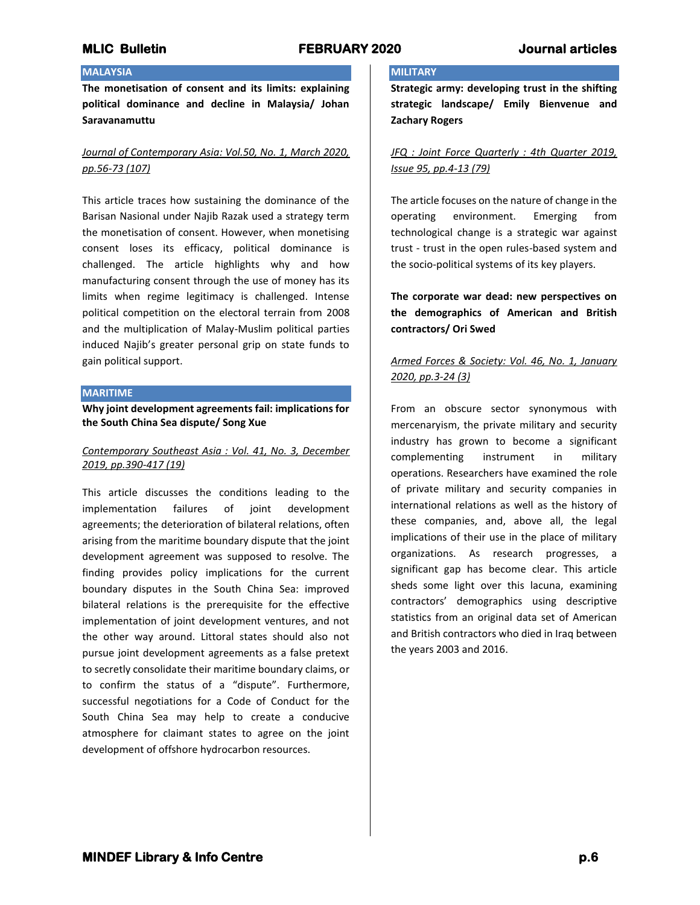## MALAYSIA

**The monetisation of consent and its limits: explaining political dominance and decline in Malaysia/ Johan Saravanamuttu**

*Journal of Contemporary Asia: Vol.50, No. 1, March 2020, pp.56-73 (107)*

This article traces how sustaining the dominance of the Barisan Nasional under Najib Razak used a strategy term the monetisation of consent. However, when monetising consent loses its efficacy, political dominance is challenged. The article highlights why and how manufacturing consent through the use of money has its limits when regime legitimacy is challenged. Intense political competition on the electoral terrain from 2008 and the multiplication of Malay-Muslim political parties induced Najib's greater personal grip on state funds to gain political support.

## MARITIME

**Why joint development agreements fail: implications for the South China Sea dispute/ Song Xue**

*Contemporary Southeast Asia : Vol. 41, No. 3, December 2019, pp.390-417 (19)*

This article discusses the conditions leading to the implementation failures of joint development agreements; the deterioration of bilateral relations, often arising from the maritime boundary dispute that the joint development agreement was supposed to resolve. The finding provides policy implications for the current boundary disputes in the South China Sea: improved bilateral relations is the prerequisite for the effective implementation of joint development ventures, and not the other way around. Littoral states should also not pursue joint development agreements as a false pretext to secretly consolidate their maritime boundary claims, or to confirm the status of a "dispute". Furthermore, successful negotiations for a Code of Conduct for the South China Sea may help to create a conducive atmosphere for claimant states to agree on the joint development of offshore hydrocarbon resources.

## MILITARY

**Strategic army: developing trust in the shifting strategic landscape/ Emily Bienvenue and Zachary Rogers**

*JFQ : Joint Force Quarterly : 4th Quarter 2019, Issue 95, pp.4-13 (79)*

The article focuses on the nature of change in the operating environment. Emerging from technological change is a strategic war against trust - trust in the open rules-based system and the socio-political systems of its key players.

**The corporate war dead: new perspectives on the demographics of American and British contractors/ Ori Swed**

*Armed Forces & Society: Vol. 46, No. 1, January 2020, pp.3-24 (3)*

From an obscure sector synonymous with mercenaryism, the private military and security industry has grown to become a significant complementing instrument in military operations. Researchers have examined the role of private military and security companies in international relations as well as the history of these companies, and, above all, the legal implications of their use in the place of military organizations. As research progresses, a significant gap has become clear. This article sheds some light over this lacuna, examining contractors' demographics using descriptive statistics from an original data set of American and British contractors who died in Iraq between the years 2003 and 2016.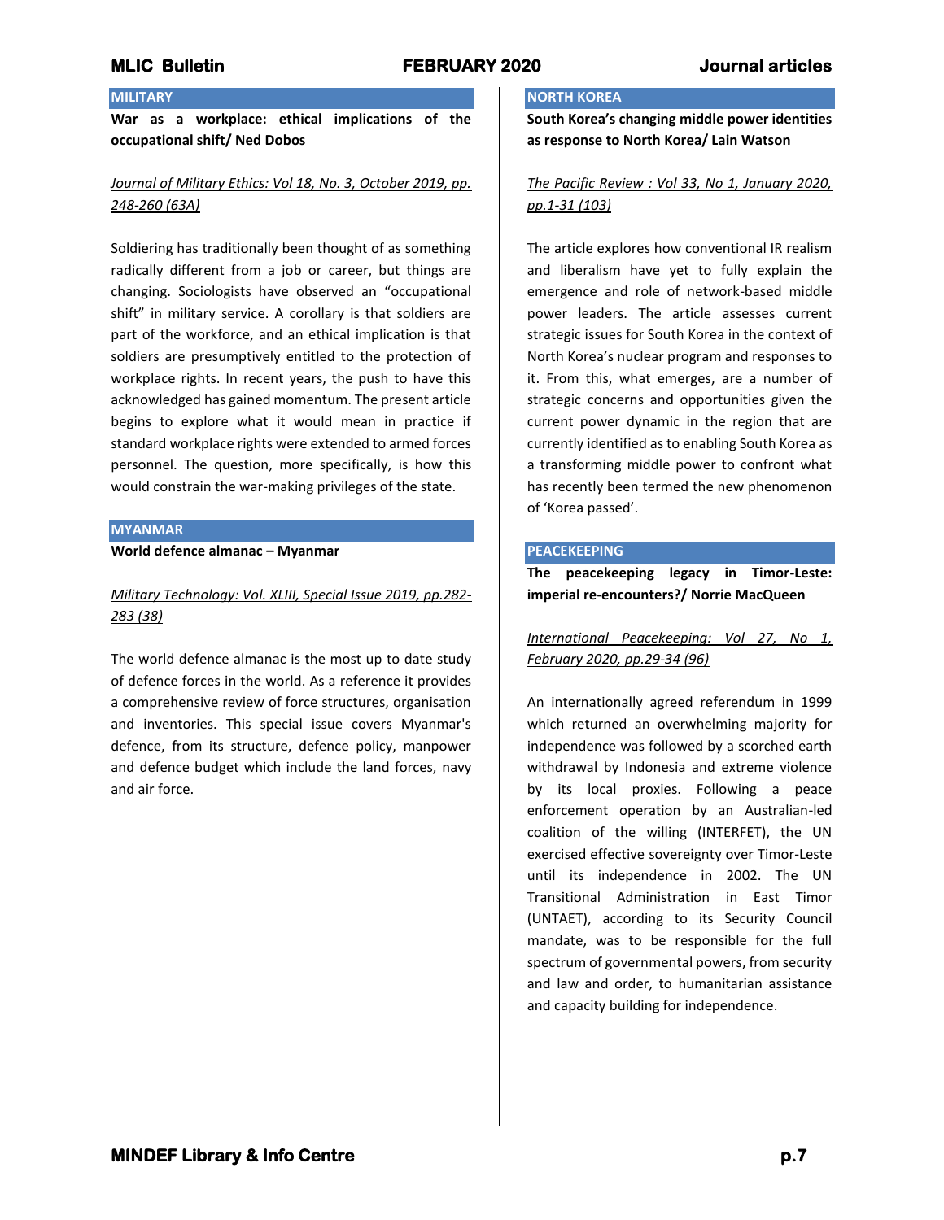## MILITARY

**War as a workplace: ethical implications of the occupational shift/ Ned Dobos**

*Journal of Military Ethics: Vol 18, No. 3, October 2019, pp. 248-260 (63A)*

Soldiering has traditionally been thought of as something radically different from a job or career, but things are changing. Sociologists have observed an "occupational shift" in military service. A corollary is that soldiers are part of the workforce, and an ethical implication is that soldiers are presumptively entitled to the protection of workplace rights. In recent years, the push to have this acknowledged has gained momentum. The present article begins to explore what it would mean in practice if standard workplace rights were extended to armed forces personnel. The question, more specifically, is how this would constrain the war-making privileges of the state.

## MYANMAR

**World defence almanac – Myanmar**

*Military Technology: Vol. XLIII, Special Issue 2019, pp.282-283 (38)*

The world defence almanac is the most up to date study of defence forces in the world. As a reference it provides a comprehensive review of force structures, organisation and inventories. This special issue covers Myanmar's defence, from its structure, defence policy, manpower and defence budget which include the land forces, navy and air force.

## NORTH KOREA

**South Korea's changing middle power identities as response to North Korea/ Lain Watson**

*The Pacific Review : Vol 33, No 1, January 2020, pp.1-31 (103)*

The article explores how conventional IR realism and liberalism have yet to fully explain the emergence and role of network-based middle power leaders. The article assesses current strategic issues for South Korea in the context of North Korea's nuclear program and responses to it. From this, what emerges, are a number of strategic concerns and opportunities given the current power dynamic in the region that are currently identified as to enabling South Korea as a transforming middle power to confront what has recently been termed the new phenomenon of 'Korea passed'.

## PEACEKEEPING

**The peacekeeping legacy in Timor-Leste: imperial re-encounters?/ Norrie MacQueen**

*International Peacekeeping: Vol 27, No 1, February 2020, pp.29-34 (96)*

An internationally agreed referendum in 1999 which returned an overwhelming majority for independence was followed by a scorched earth withdrawal by Indonesia and extreme violence by its local proxies. Following a peace enforcement operation by an Australian-led coalition of the willing (INTERFET), the UN exercised effective sovereignty over Timor-Leste until its independence in 2002. The UN Transitional Administration in East Timor (UNTAET), according to its Security Council mandate, was to be responsible for the full spectrum of governmental powers, from security and law and order, to humanitarian assistance and capacity building for independence.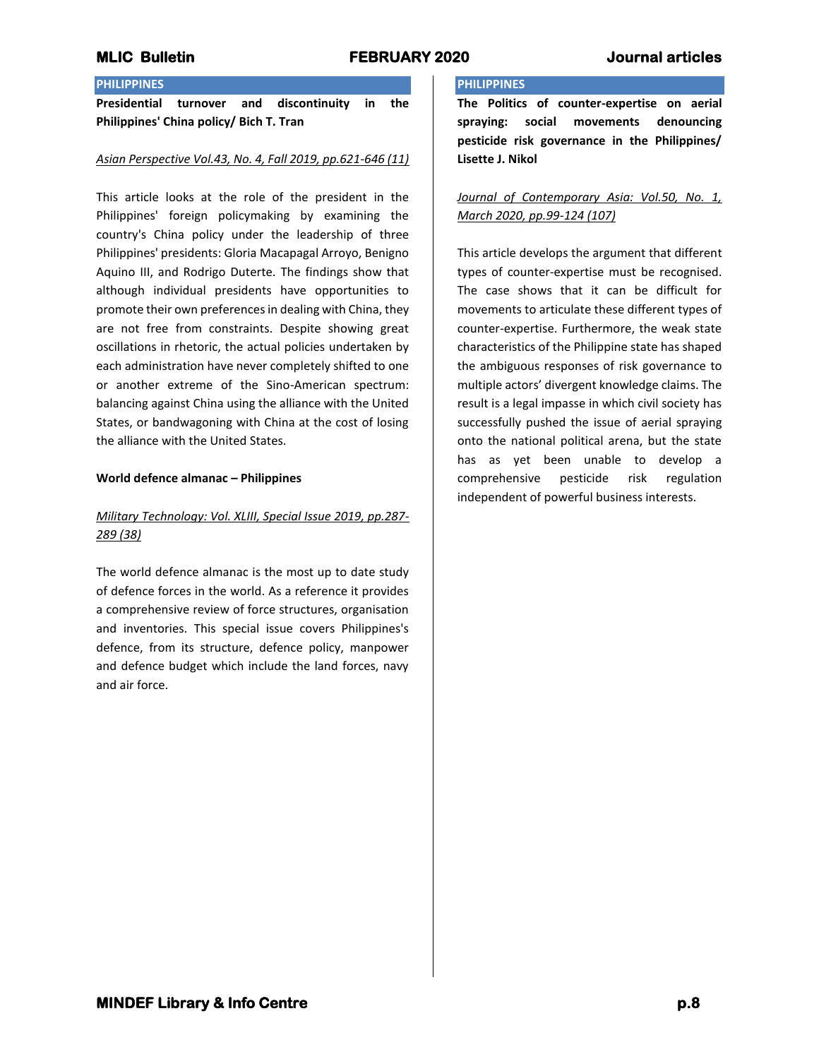## PHILIPPINES

**Presidential turnover and discontinuity in the Philippines' China policy/ Bich T. Tran**

Asian Perspective Vol.43, No. 4, Fall 2019, pp.621-646 (11)

This article looks at the role of the president in the Philippines' foreign policymaking by examining the country's China policy under the leadership of three Philippines' presidents: Gloria Macapagal Arroyo, Benigno Aquino III, and Rodrigo Duterte. The findings show that although individual presidents have opportunities to promote their own preferences in dealing with China, they are not free from constraints. Despite showing great oscillations in rhetoric, the actual policies undertaken by each administration have never completely shifted to one or another extreme of the Sino-American spectrum: balancing against China using the alliance with the United States, or bandwagoning with China at the cost of losing the alliance with the United States.

**World defence almanac – Philippines**

Military Technology: Vol. XLIII, Special Issue 2019, pp.287-289 (38)

The world defence almanac is the most up to date study of defence forces in the world. As a reference it provides a comprehensive review of force structures, organisation and inventories. This special issue covers Philippines's defence, from its structure, defence policy, manpower and defence budget which include the land forces, navy and air force.

## PHILIPPINES

**The Politics of counter-expertise on aerial spraying: social movements denouncing pesticide risk governance in the Philippines/ Lisette J. Nikol**

Journal of Contemporary Asia: Vol.50, No. 1, March 2020, pp.99-124 (107)

This article develops the argument that different types of counter-expertise must be recognised. The case shows that it can be difficult for movements to articulate these different types of counter-expertise. Furthermore, the weak state characteristics of the Philippine state has shaped the ambiguous responses of risk governance to multiple actors' divergent knowledge claims. The result is a legal impasse in which civil society has successfully pushed the issue of aerial spraying onto the national political arena, but the state has as yet been unable to develop a comprehensive pesticide risk regulation independent of powerful business interests.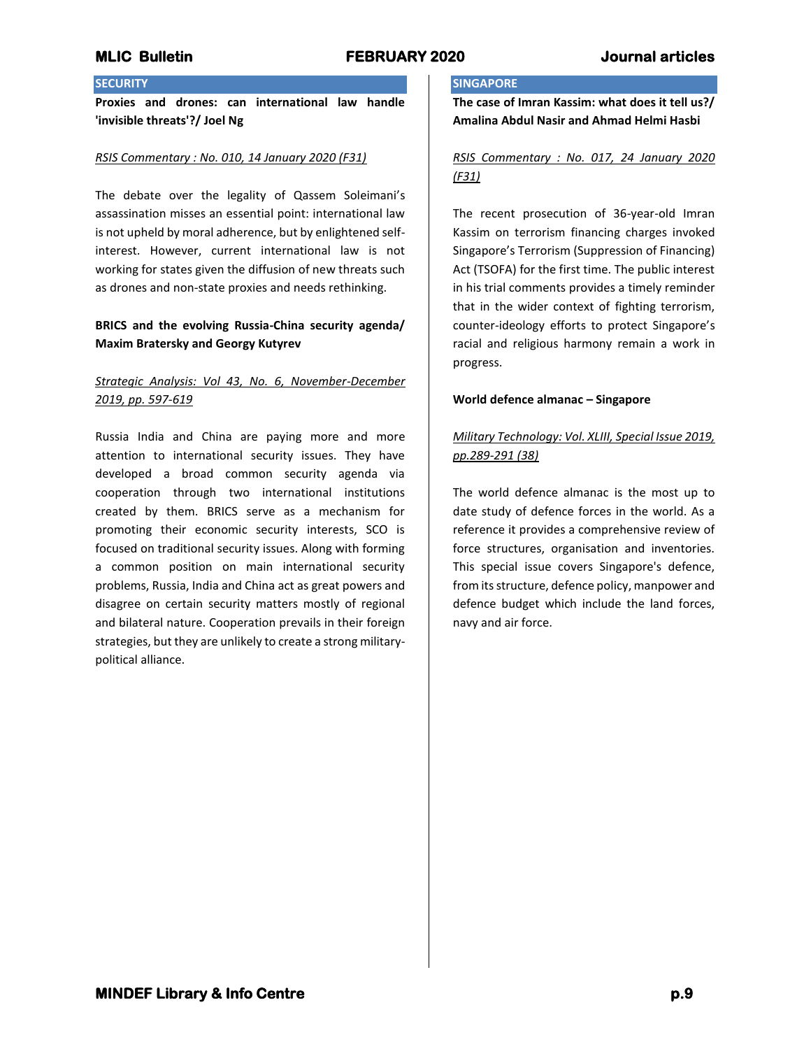## SECURITY

**Proxies and drones: can international law handle 'invisible threats'?/ Joel Ng**

*RSIS Commentary : No. 010, 14 January 2020 (F31)*

The debate over the legality of Qassem Soleimani's assassination misses an essential point: international law is not upheld by moral adherence, but by enlightened self-interest. However, current international law is not working for states given the diffusion of new threats such as drones and non-state proxies and needs rethinking.

**BRICS and the evolving Russia-China security agenda/ Maxim Bratersky and Georgy Kutyrev**

*Strategic Analysis: Vol 43, No. 6, November-December 2019, pp. 597-619*

Russia India and China are paying more and more attention to international security issues. They have developed a broad common security agenda via cooperation through two international institutions created by them. BRICS serve as a mechanism for promoting their economic security interests, SCO is focused on traditional security issues. Along with forming a common position on main international security problems, Russia, India and China act as great powers and disagree on certain security matters mostly of regional and bilateral nature. Cooperation prevails in their foreign strategies, but they are unlikely to create a strong military-political alliance.

## SINGAPORE

**The case of Imran Kassim: what does it tell us?/ Amalina Abdul Nasir and Ahmad Helmi Hasbi**

*RSIS Commentary : No. 017, 24 January 2020 (F31)*

The recent prosecution of 36-year-old Imran Kassim on terrorism financing charges invoked Singapore's Terrorism (Suppression of Financing) Act (TSOFA) for the first time. The public interest in his trial comments provides a timely reminder that in the wider context of fighting terrorism, counter-ideology efforts to protect Singapore's racial and religious harmony remain a work in progress.

**World defence almanac – Singapore**

*Military Technology: Vol. XLIII, Special Issue 2019, pp.289-291 (38)*

The world defence almanac is the most up to date study of defence forces in the world. As a reference it provides a comprehensive review of force structures, organisation and inventories. This special issue covers Singapore's defence, from its structure, defence policy, manpower and defence budget which include the land forces, navy and air force.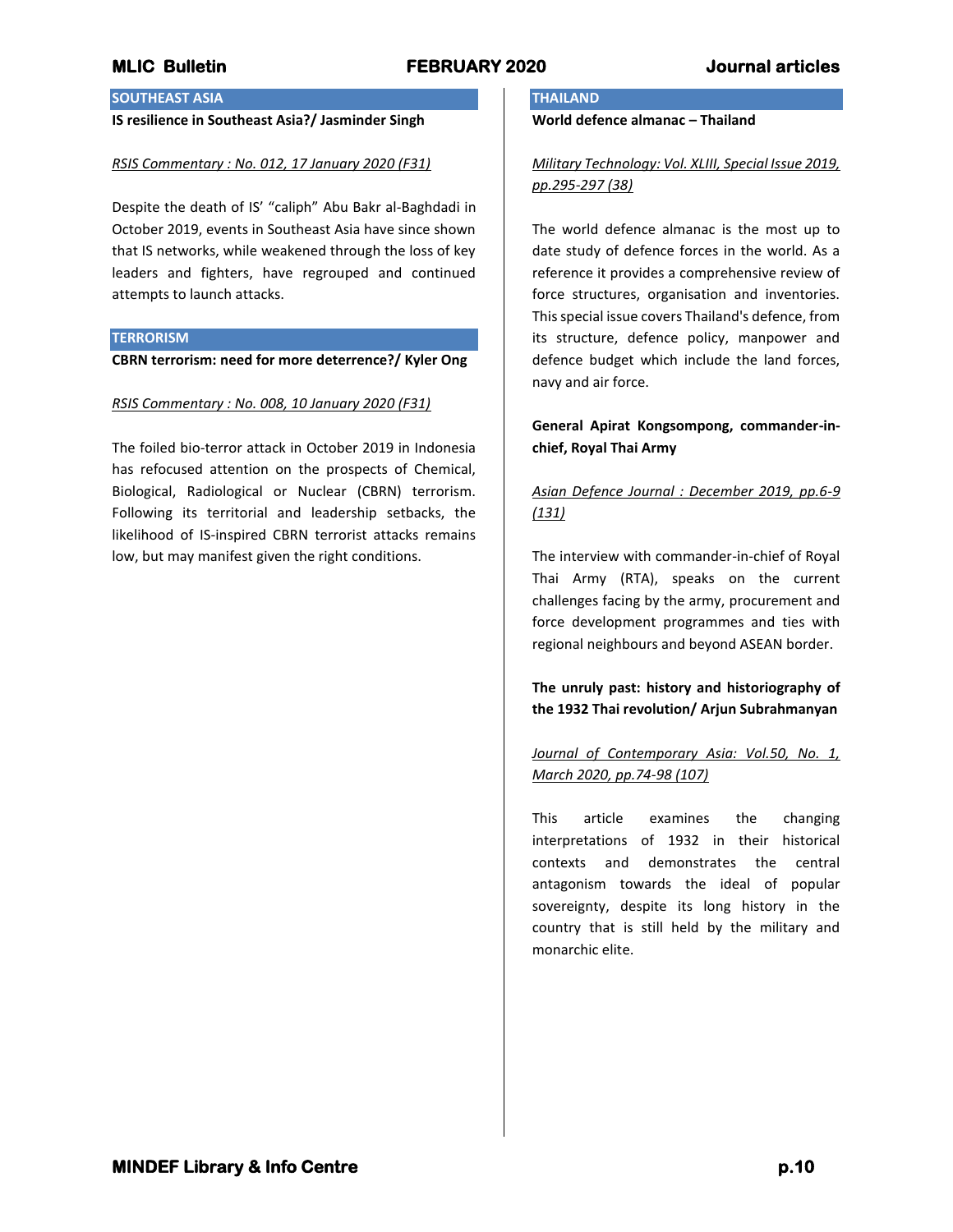## SOUTHEAST ASIA

**IS resilience in Southeast Asia?/ Jasminder Singh**

*RSIS Commentary : No. 012, 17 January 2020 (F31)*

Despite the death of IS' "caliph" Abu Bakr al-Baghdadi in October 2019, events in Southeast Asia have since shown that IS networks, while weakened through the loss of key leaders and fighters, have regrouped and continued attempts to launch attacks.

## TERRORISM

**CBRN terrorism: need for more deterrence?/ Kyler Ong**

*RSIS Commentary : No. 008, 10 January 2020 (F31)*

The foiled bio-terror attack in October 2019 in Indonesia has refocused attention on the prospects of Chemical, Biological, Radiological or Nuclear (CBRN) terrorism. Following its territorial and leadership setbacks, the likelihood of IS-inspired CBRN terrorist attacks remains low, but may manifest given the right conditions.

## THAILAND

**World defence almanac – Thailand**

*Military Technology: Vol. XLIII, Special Issue 2019, pp.295-297 (38)*

The world defence almanac is the most up to date study of defence forces in the world. As a reference it provides a comprehensive review of force structures, organisation and inventories. This special issue covers Thailand's defence, from its structure, defence policy, manpower and defence budget which include the land forces, navy and air force.

**General Apirat Kongsompong, commander-in-chief, Royal Thai Army**

*Asian Defence Journal : December 2019, pp.6-9 (131)*

The interview with commander-in-chief of Royal Thai Army (RTA), speaks on the current challenges facing by the army, procurement and force development programmes and ties with regional neighbours and beyond ASEAN border.

**The unruly past: history and historiography of the 1932 Thai revolution/ Arjun Subrahmanyan**

*Journal of Contemporary Asia: Vol.50, No. 1, March 2020, pp.74-98 (107)*

This article examines the changing interpretations of 1932 in their historical contexts and demonstrates the central antagonism towards the ideal of popular sovereignty, despite its long history in the country that is still held by the military and monarchic elite.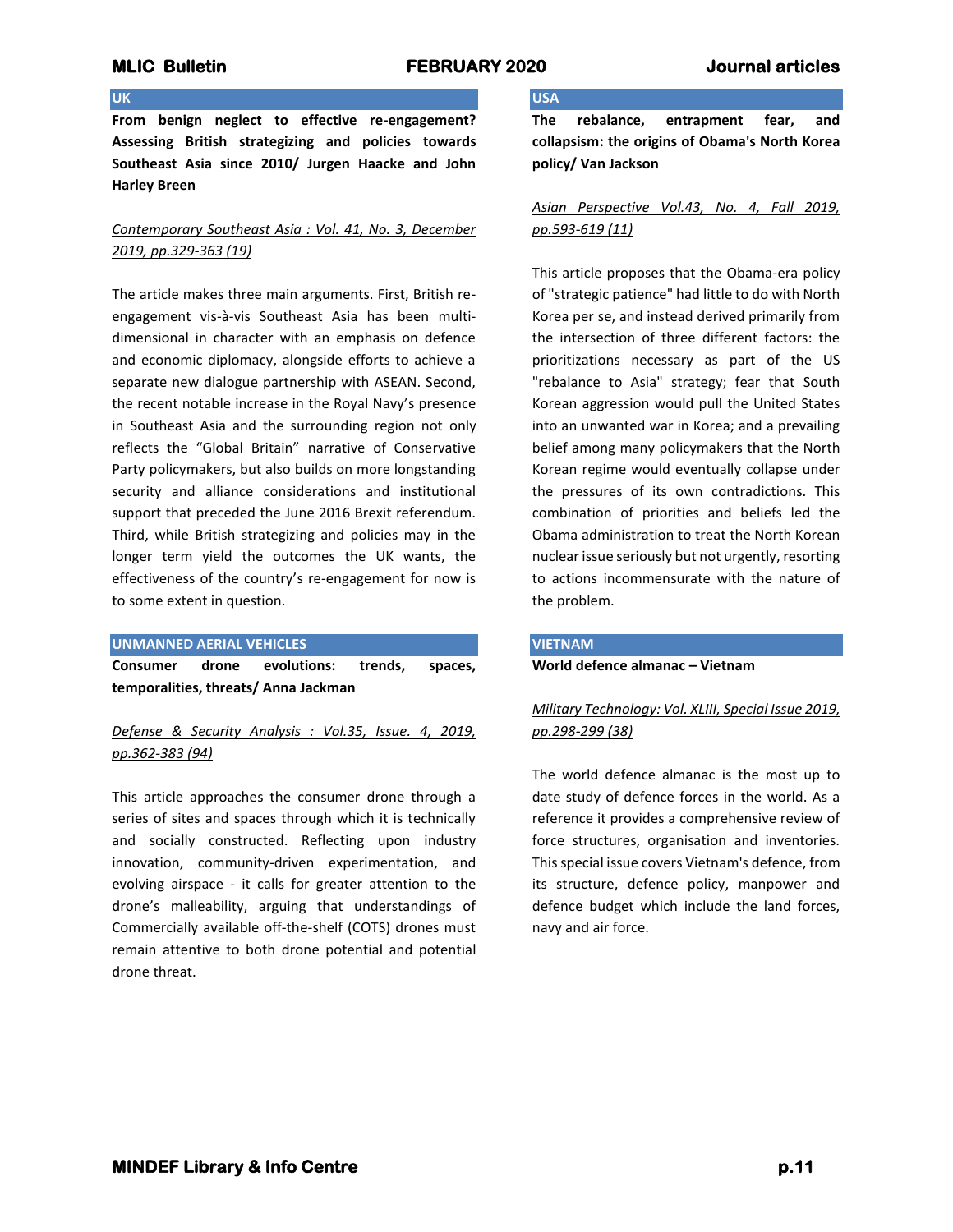## UK

**From benign neglect to effective re-engagement? Assessing British strategizing and policies towards Southeast Asia since 2010/ Jurgen Haacke and John Harley Breen**

*Contemporary Southeast Asia : Vol. 41, No. 3, December 2019, pp.329-363 (19)*

The article makes three main arguments. First, British re-engagement vis-à-vis Southeast Asia has been multi-dimensional in character with an emphasis on defence and economic diplomacy, alongside efforts to achieve a separate new dialogue partnership with ASEAN. Second, the recent notable increase in the Royal Navy's presence in Southeast Asia and the surrounding region not only reflects the "Global Britain" narrative of Conservative Party policymakers, but also builds on more longstanding security and alliance considerations and institutional support that preceded the June 2016 Brexit referendum. Third, while British strategizing and policies may in the longer term yield the outcomes the UK wants, the effectiveness of the country's re-engagement for now is to some extent in question.

## UNMANNED AERIAL VEHICLES

**Consumer drone evolutions: trends, spaces, temporalities, threats/ Anna Jackman**

*Defense & Security Analysis : Vol.35, Issue. 4, 2019, pp.362-383 (94)*

This article approaches the consumer drone through a series of sites and spaces through which it is technically and socially constructed. Reflecting upon industry innovation, community-driven experimentation, and evolving airspace - it calls for greater attention to the drone's malleability, arguing that understandings of Commercially available off-the-shelf (COTS) drones must remain attentive to both drone potential and potential drone threat.

## USA

**The rebalance, entrapment fear, and collapsism: the origins of Obama's North Korea policy/ Van Jackson**

*Asian Perspective Vol.43, No. 4, Fall 2019, pp.593-619 (11)*

This article proposes that the Obama-era policy of "strategic patience" had little to do with North Korea per se, and instead derived primarily from the intersection of three different factors: the prioritizations necessary as part of the US "rebalance to Asia" strategy; fear that South Korean aggression would pull the United States into an unwanted war in Korea; and a prevailing belief among many policymakers that the North Korean regime would eventually collapse under the pressures of its own contradictions. This combination of priorities and beliefs led the Obama administration to treat the North Korean nuclear issue seriously but not urgently, resorting to actions incommensurate with the nature of the problem.

## VIETNAM

**World defence almanac – Vietnam**

*Military Technology: Vol. XLIII, Special Issue 2019, pp.298-299 (38)*

The world defence almanac is the most up to date study of defence forces in the world. As a reference it provides a comprehensive review of force structures, organisation and inventories. This special issue covers Vietnam's defence, from its structure, defence policy, manpower and defence budget which include the land forces, navy and air force.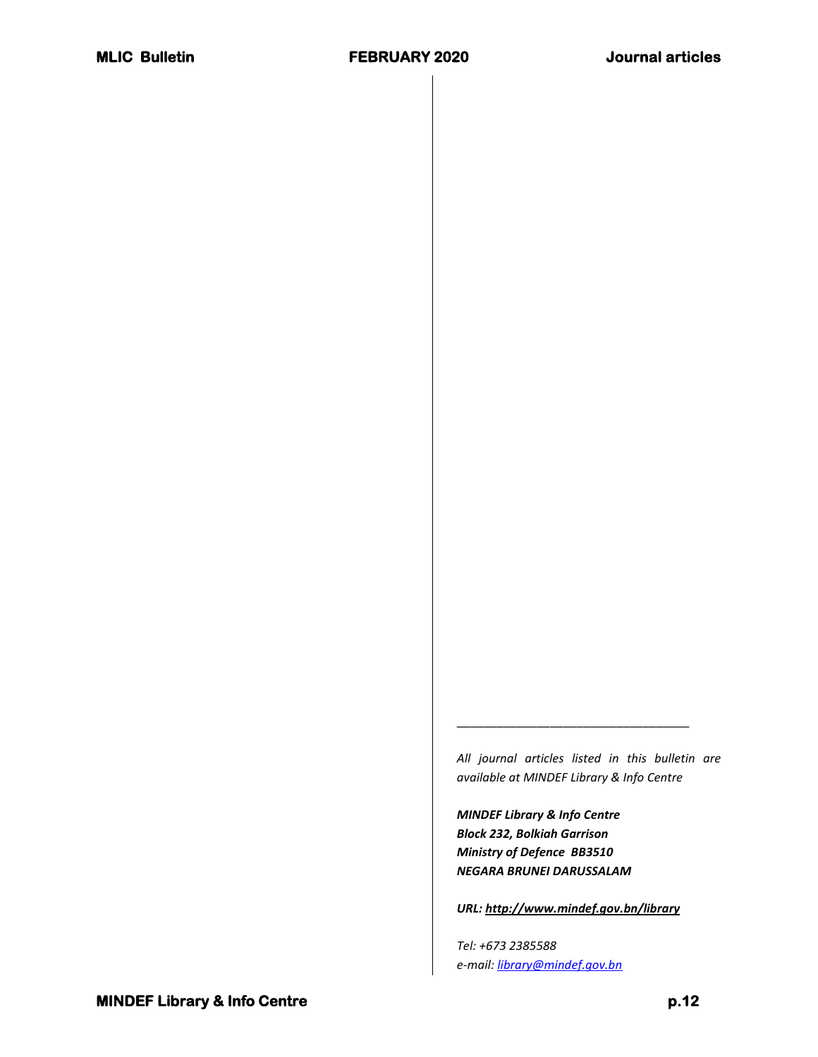---

*All journal articles listed in this bulletin are available at MINDEF Library & Info Centre*

***MINDEF Library & Info Centre***
***Block 232, Bolkiah Garrison***
***Ministry of Defence BB3510***
***NEGARA BRUNEI DARUSSALAM***

***URL: http://www.mindef.gov.bn/library***

*Tel: +673 2385588*
*e-mail: library@mindef.gov.bn*